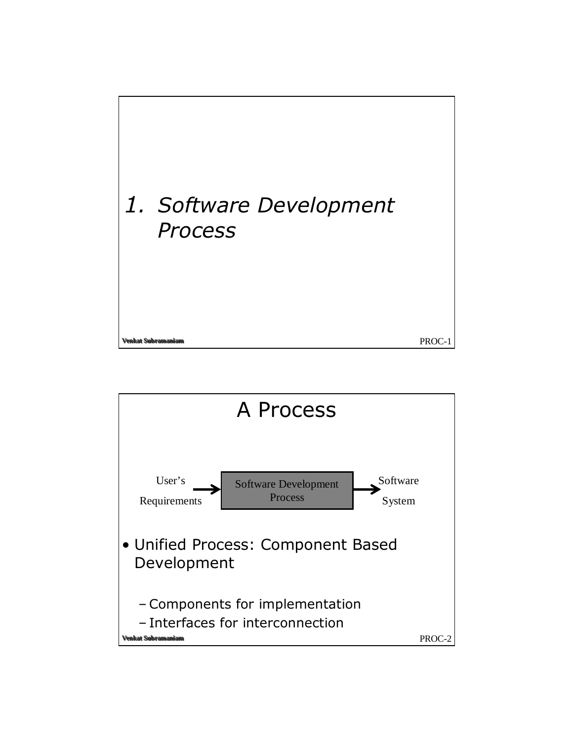# 1. Software Development Process

## A Process

User's Requirements → Software Development Process → Software System

- Unified Process: Component Based Development
  - Components for implementation
  - Interfaces for interconnection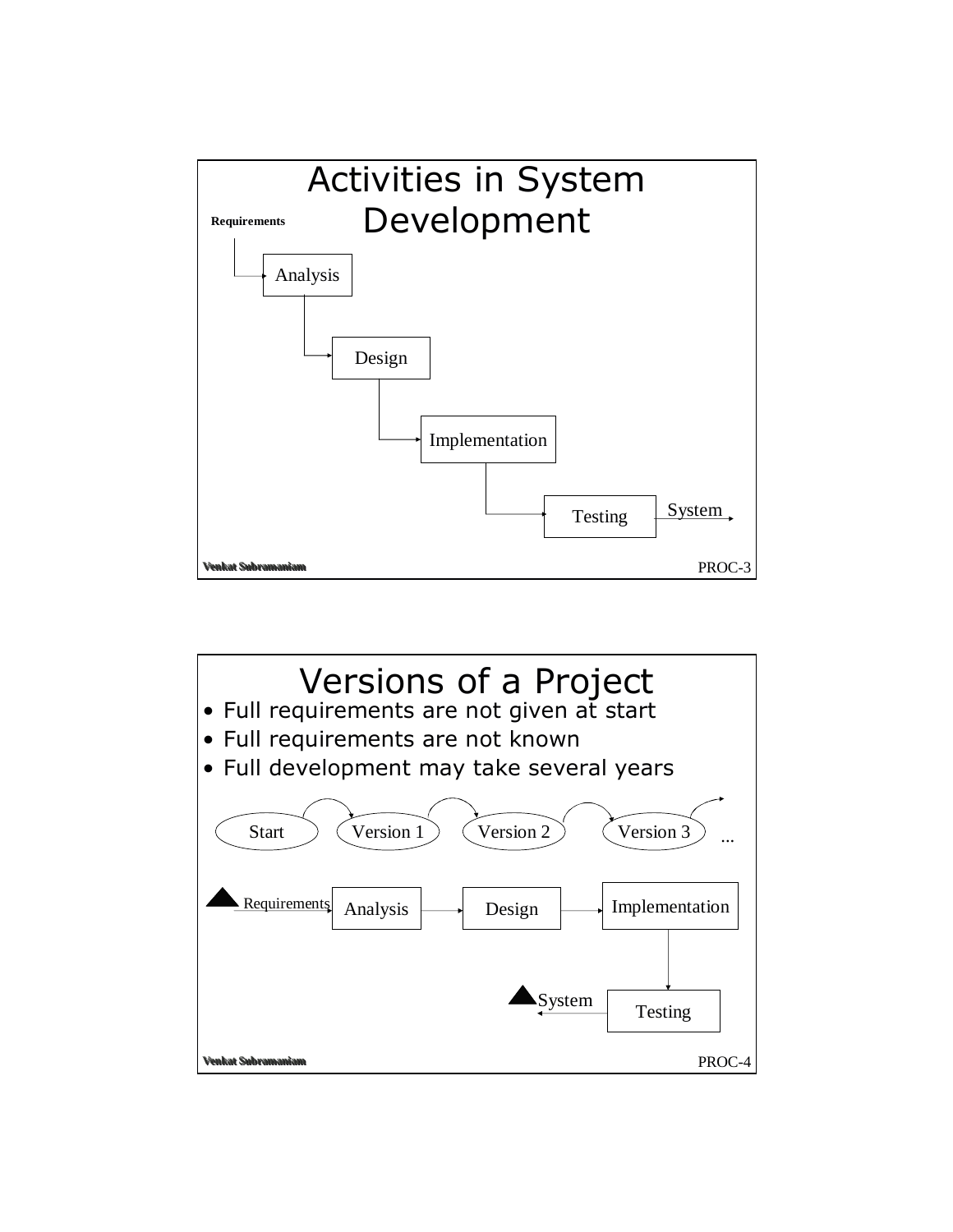# Activities in System Development

Requirements → Analysis → Design → Implementation → Testing → System

# Versions of a Project

- Full requirements are not given at start
- Full requirements are not known
- Full development may take several years

Start → Version 1 → Version 2 → Version 3 → ...

Requirements → Analysis → Design → Implementation → Testing → System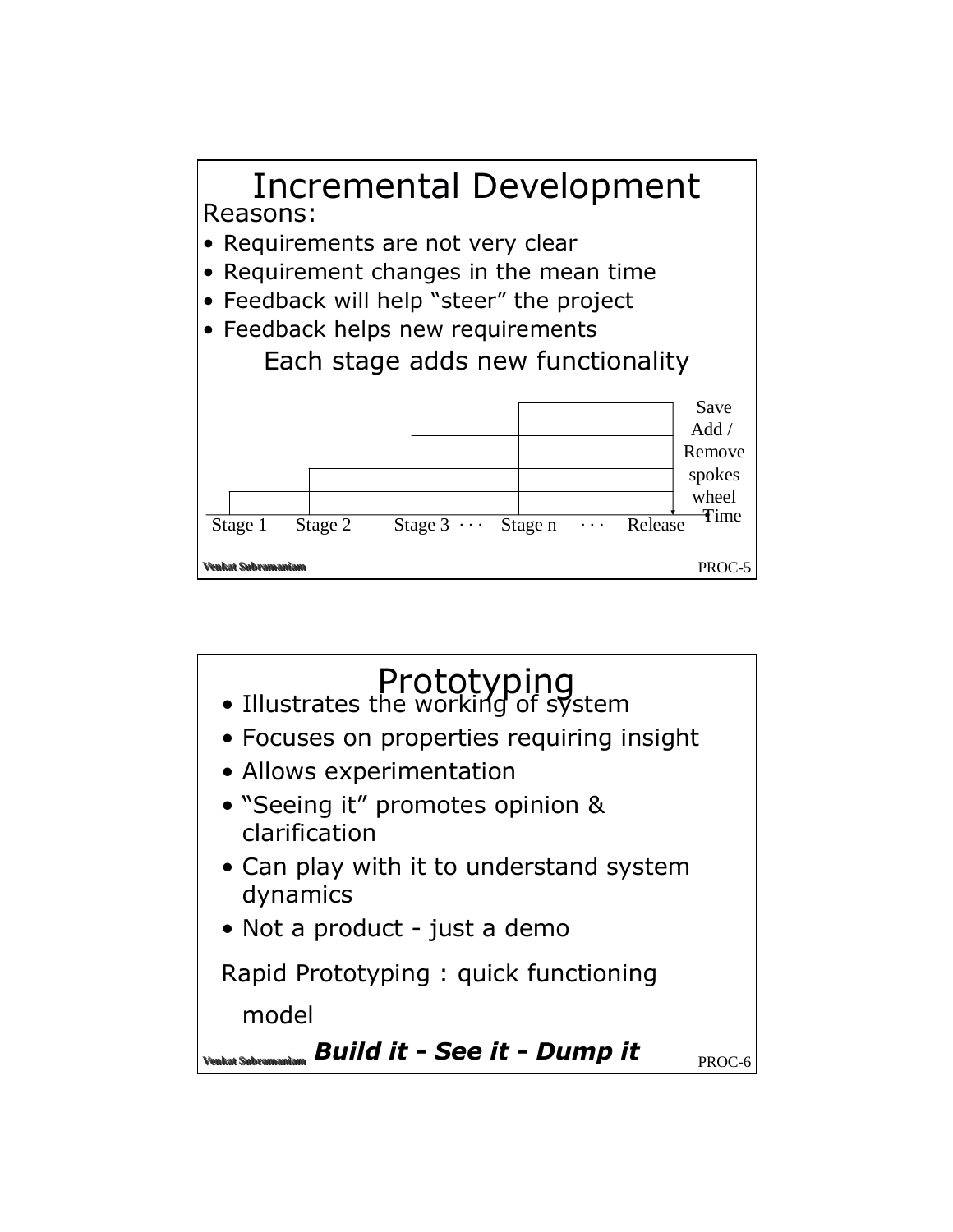# Incremental Development

Reasons:

- Requirements are not very clear
- Requirement changes in the mean time
- Feedback will help "steer" the project
- Feedback helps new requirements

Each stage adds new functionality

Save

Add / Remove spokes

wheel

Stage 1 Stage 2 Stage 3 · · · Stage n · · · Release Time

# Prototyping

- Illustrates the working of system
- Focuses on properties requiring insight
- Allows experimentation
- "Seeing it" promotes opinion & clarification
- Can play with it to understand system dynamics
- Not a product - just a demo

Rapid Prototyping : quick functioning model

***Build it - See it - Dump it***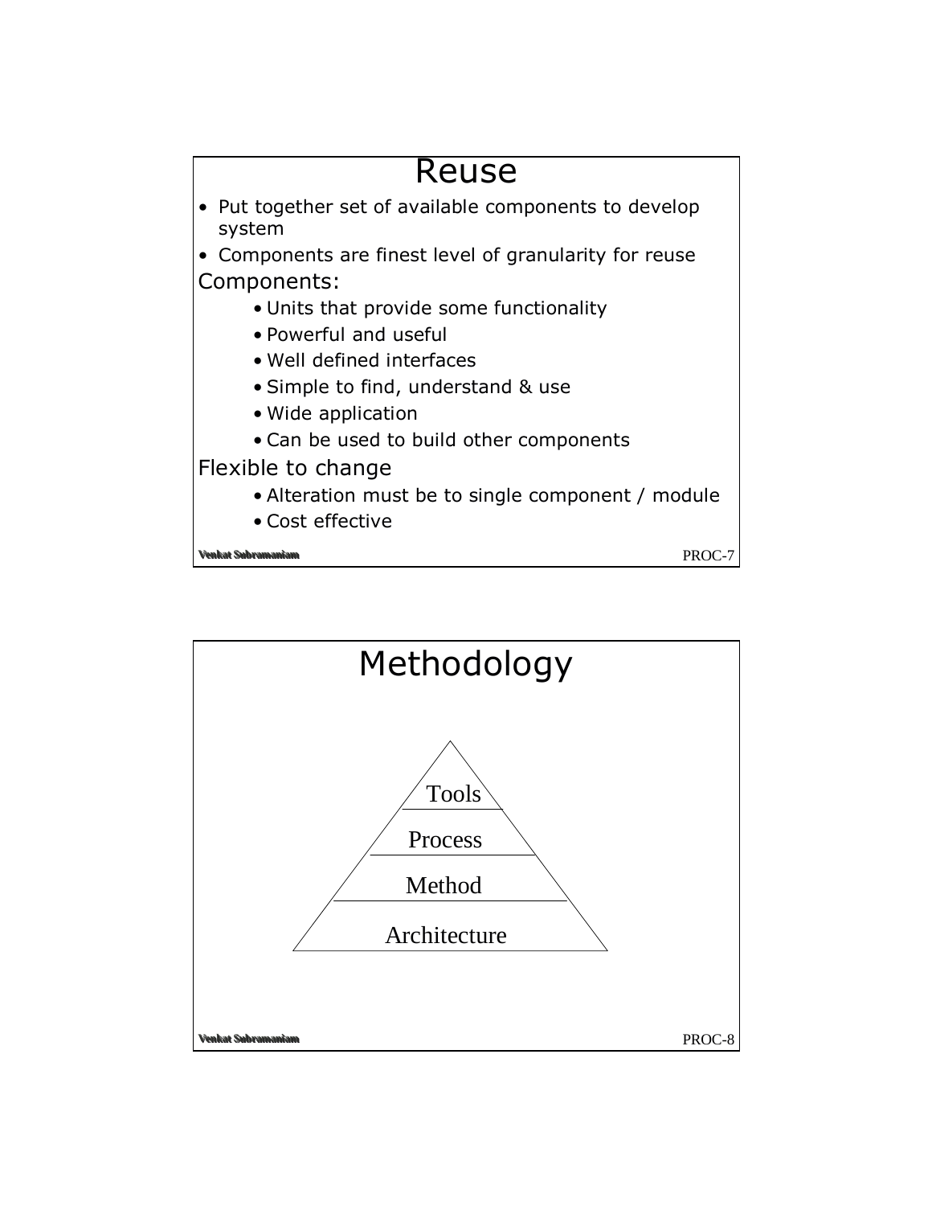# Reuse

- Put together set of available components to develop system
- Components are finest level of granularity for reuse

Components:

- Units that provide some functionality
- Powerful and useful
- Well defined interfaces
- Simple to find, understand & use
- Wide application
- Can be used to build other components

Flexible to change

- Alteration must be to single component / module
- Cost effective

# Methodology

Tools

Process

Method

Architecture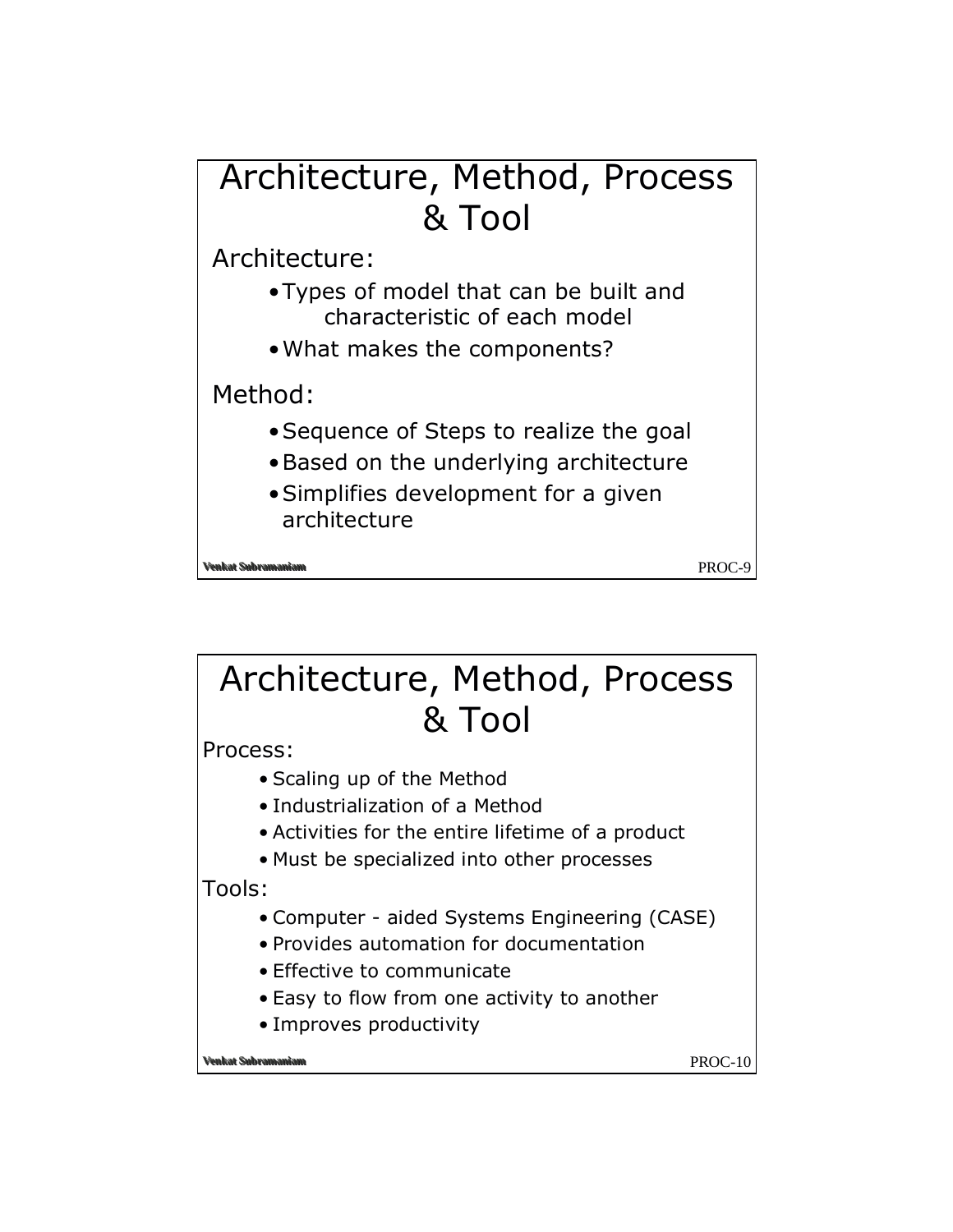# Architecture, Method, Process & Tool

Architecture:

- Types of model that can be built and characteristic of each model
- What makes the components?

Method:

- Sequence of Steps to realize the goal
- Based on the underlying architecture
- Simplifies development for a given architecture

# Architecture, Method, Process & Tool

Process:

- Scaling up of the Method
- Industrialization of a Method
- Activities for the entire lifetime of a product
- Must be specialized into other processes

Tools:

- Computer - aided Systems Engineering (CASE)
- Provides automation for documentation
- Effective to communicate
- Easy to flow from one activity to another
- Improves productivity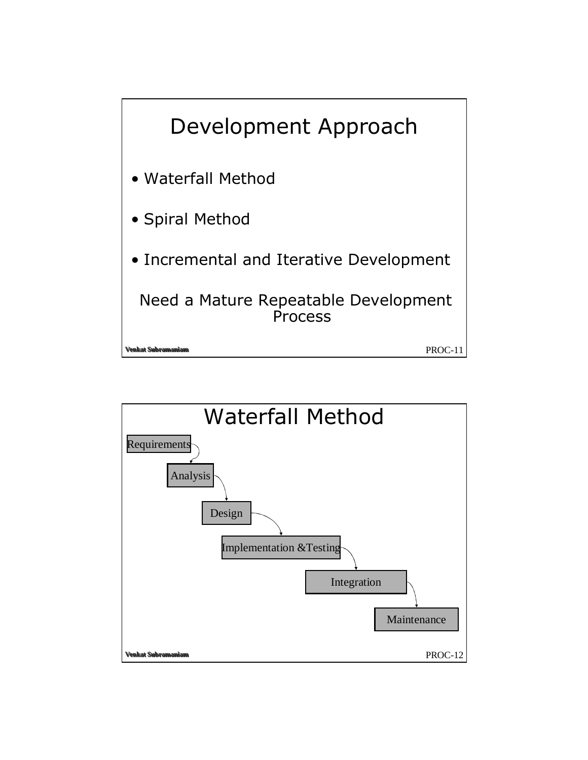# Development Approach

- Waterfall Method
- Spiral Method
- Incremental and Iterative Development

Need a Mature Repeatable Development Process

# Waterfall Method

Requirements → Analysis → Design → Implementation &Testing → Integration → Maintenance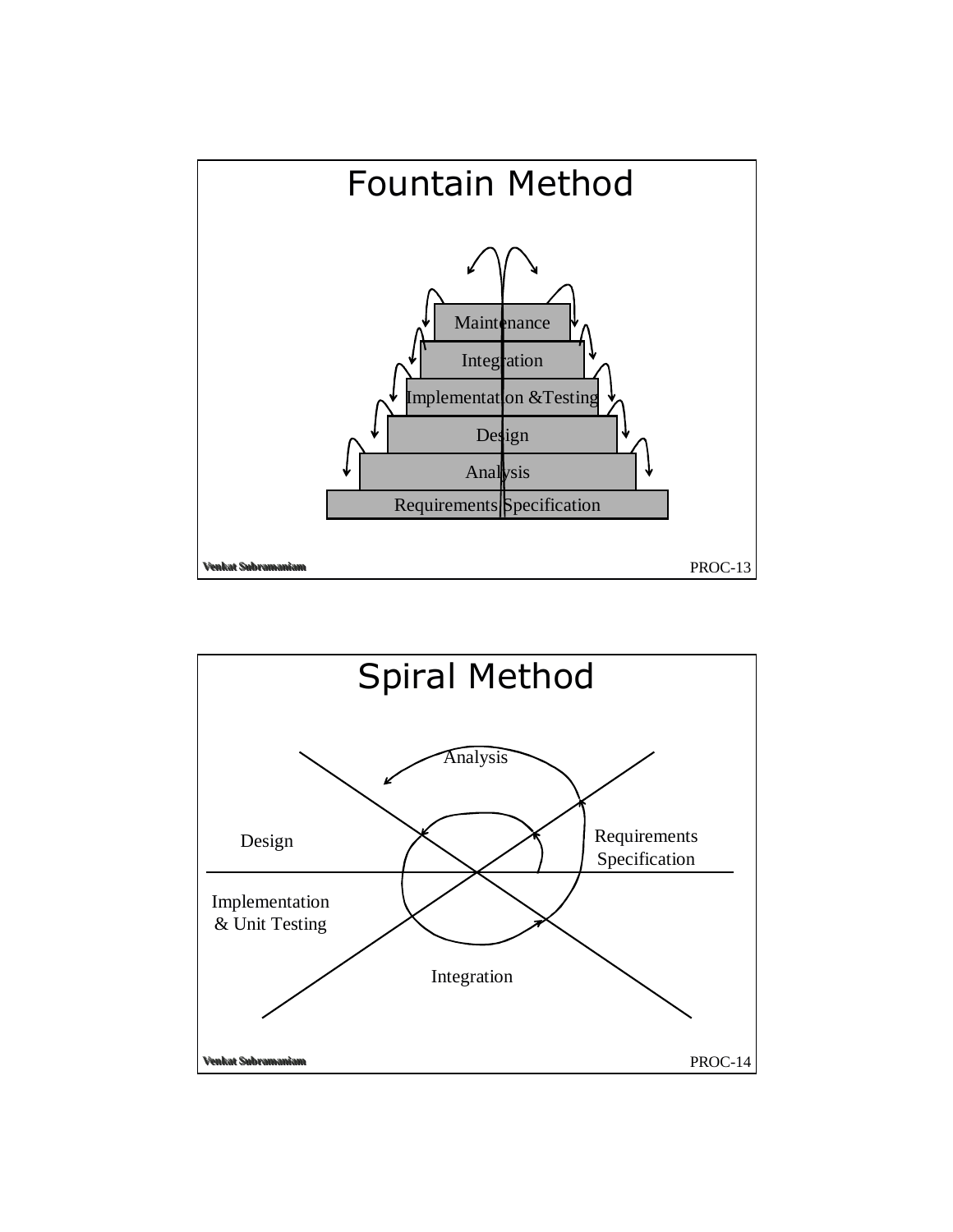# Fountain Method

Maintenance

Integration

Implementation &Testing

Design

Analysis

Requirements Specification

# Spiral Method

Analysis

Design

Requirements Specification

Implementation & Unit Testing

Integration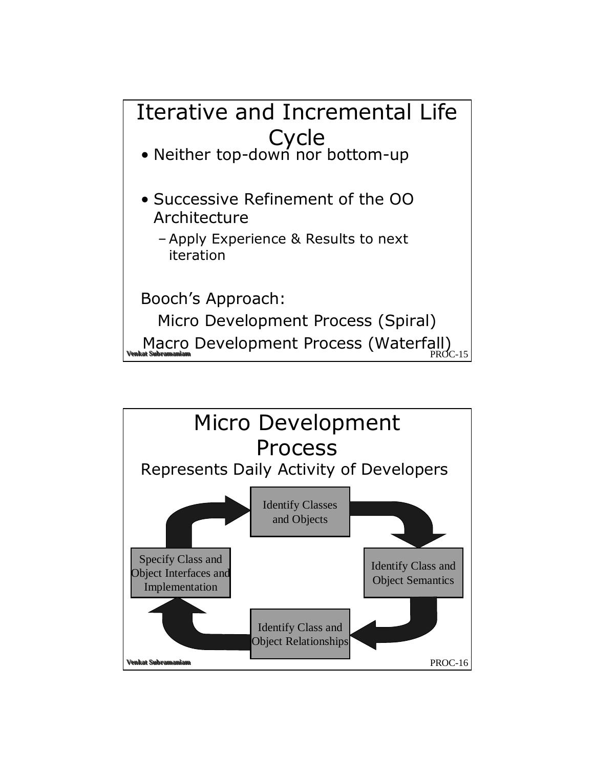# Iterative and Incremental Life Cycle

- Neither top-down nor bottom-up
- Successive Refinement of the OO Architecture
  - Apply Experience & Results to next iteration

Booch's Approach:

Micro Development Process (Spiral)

Macro Development Process (Waterfall)

# Micro Development Process

Represents Daily Activity of Developers

Identify Classes and Objects → Identify Class and Object Semantics → Identify Class and Object Relationships → Specify Class and Object Interfaces and Implementation → Identify Classes and Objects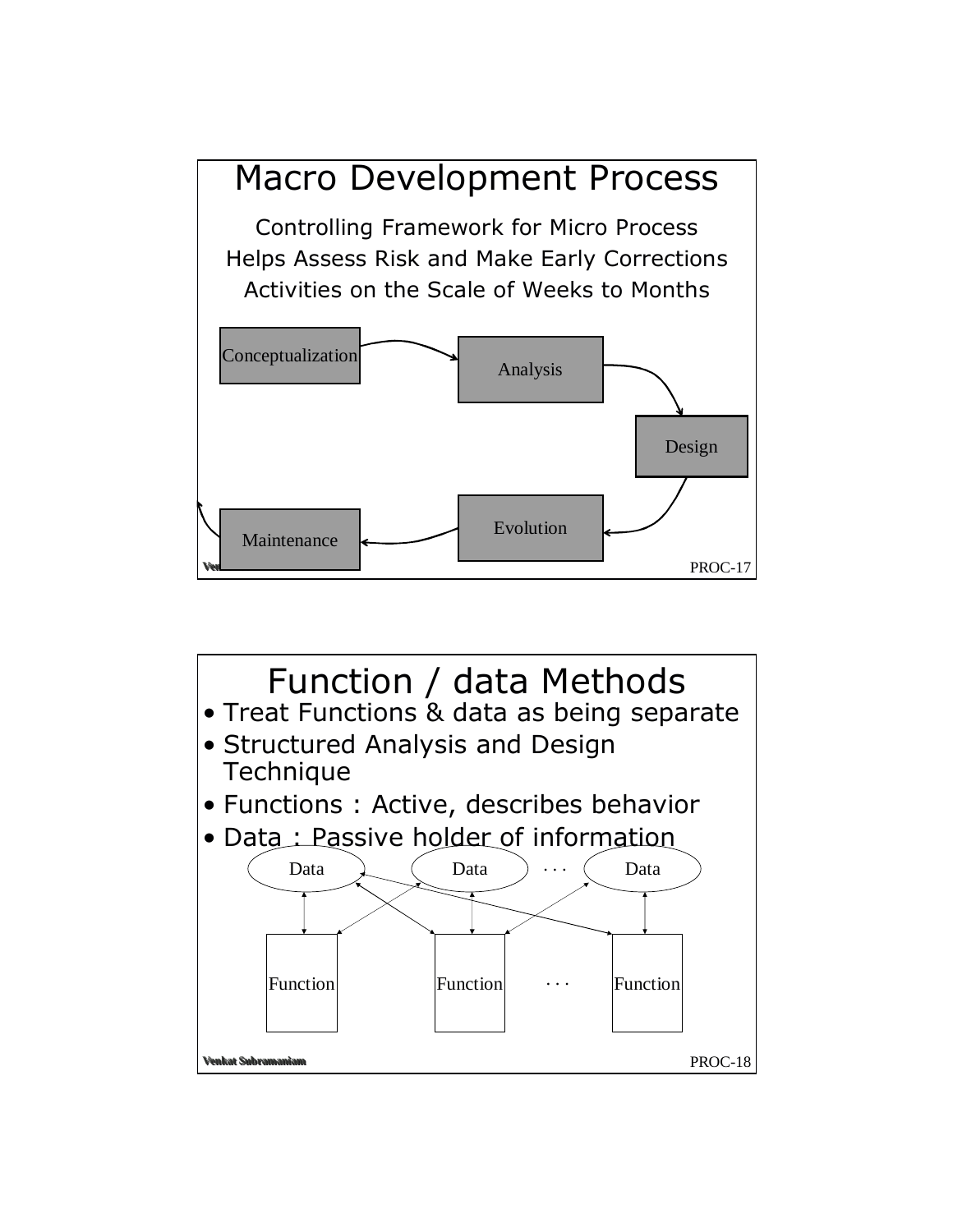# Macro Development Process

Controlling Framework for Micro Process

Helps Assess Risk and Make Early Corrections

Activities on the Scale of Weeks to Months

Conceptualization → Analysis → Design → Evolution → Maintenance

# Function / data Methods

- Treat Functions & data as being separate
- Structured Analysis and Design Technique
- Functions : Active, describes behavior
- Data : Passive holder of information

Data | Data | . . . | Data

Function | Function | . . . | Function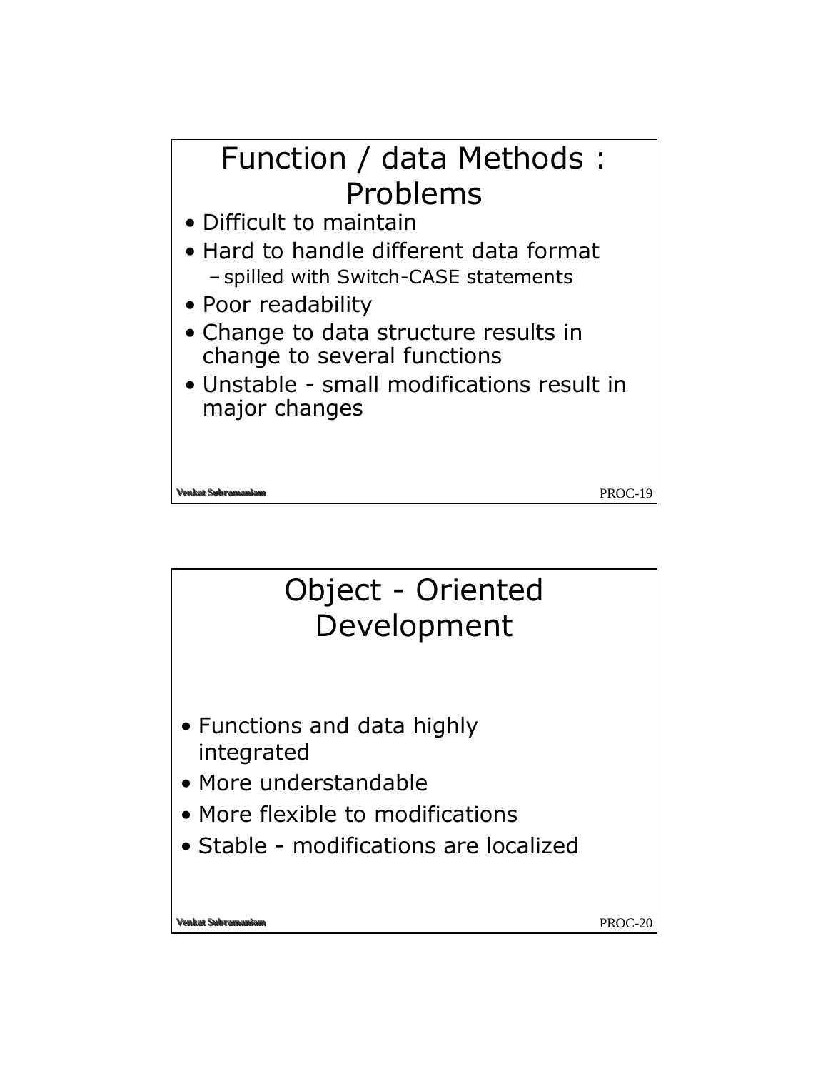## Function / data Methods : Problems

- Difficult to maintain
- Hard to handle different data format
  - spilled with Switch-CASE statements
- Poor readability
- Change to data structure results in change to several functions
- Unstable - small modifications result in major changes

## Object - Oriented Development

- Functions and data highly integrated
- More understandable
- More flexible to modifications
- Stable - modifications are localized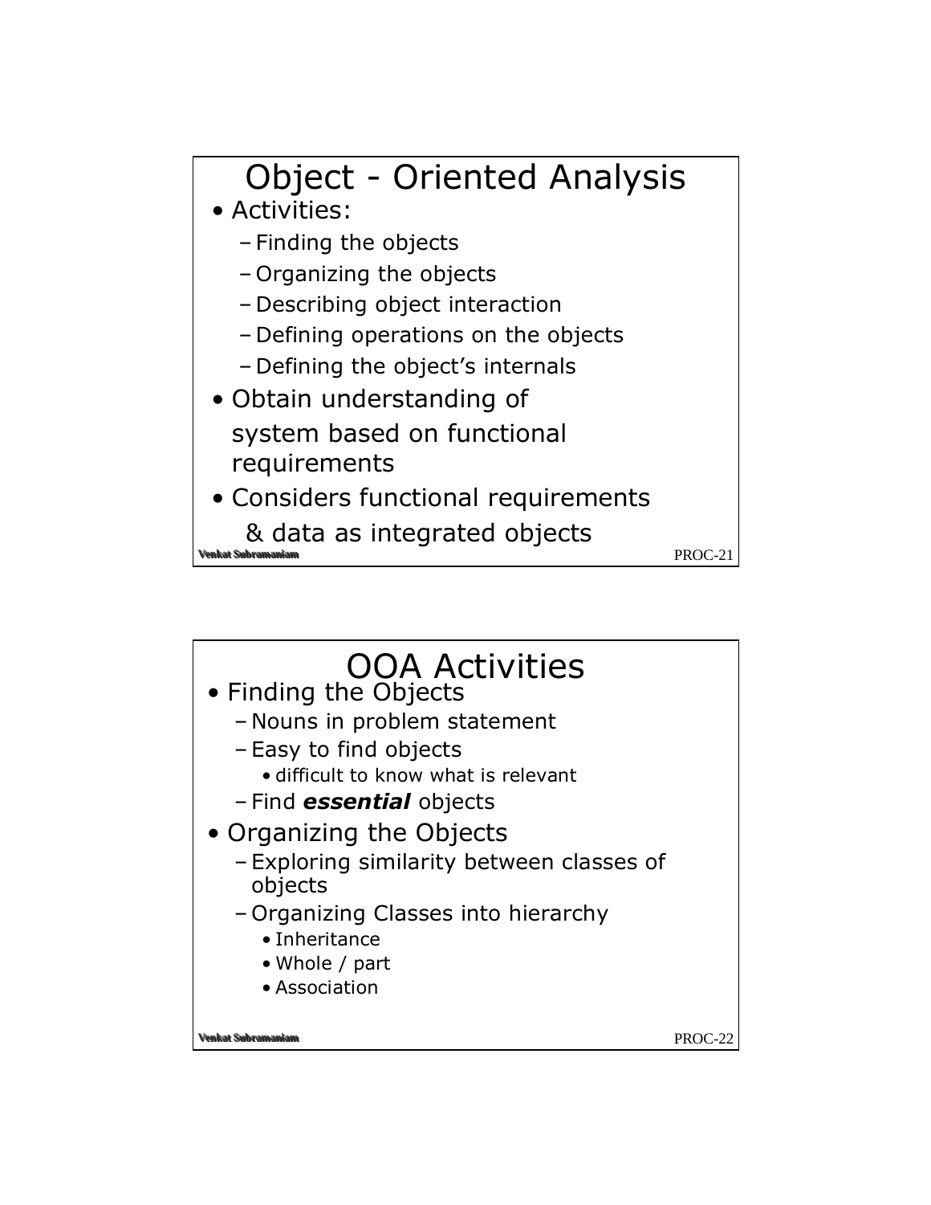# Object - Oriented Analysis

- Activities:
  - Finding the objects
  - Organizing the objects
  - Describing object interaction
  - Defining operations on the objects
  - Defining the object's internals
- Obtain understanding of system based on functional requirements
- Considers functional requirements & data as integrated objects

# OOA Activities

- Finding the Objects
  - Nouns in problem statement
  - Easy to find objects
    - difficult to know what is relevant
  - Find ***essential*** objects
- Organizing the Objects
  - Exploring similarity between classes of objects
  - Organizing Classes into hierarchy
    - Inheritance
    - Whole / part
    - Association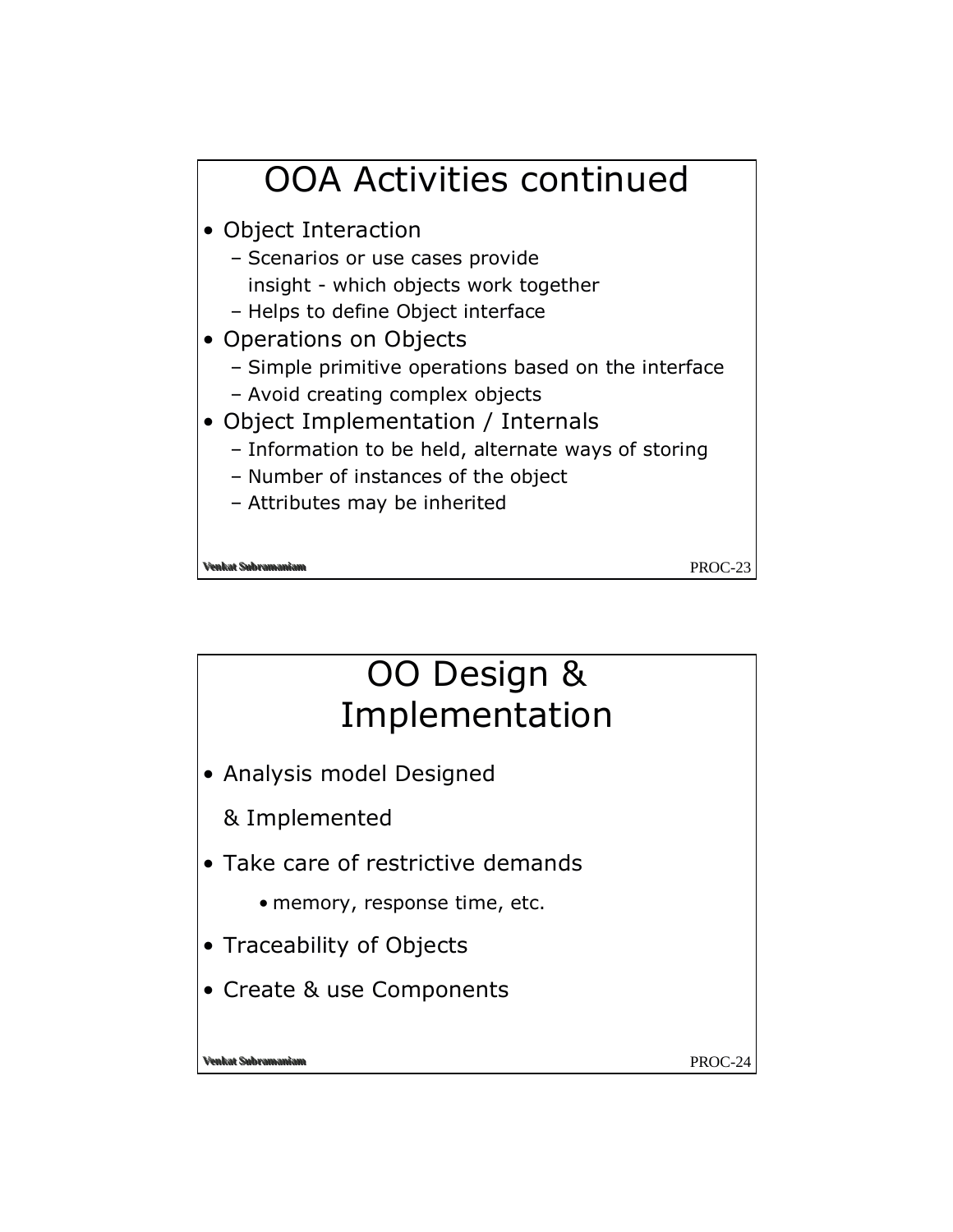# OOA Activities continued

- Object Interaction
  - Scenarios or use cases provide insight - which objects work together
  - Helps to define Object interface
- Operations on Objects
  - Simple primitive operations based on the interface
  - Avoid creating complex objects
- Object Implementation / Internals
  - Information to be held, alternate ways of storing
  - Number of instances of the object
  - Attributes may be inherited

# OO Design & Implementation

- Analysis model Designed & Implemented
- Take care of restrictive demands
  - memory, response time, etc.
- Traceability of Objects
- Create & use Components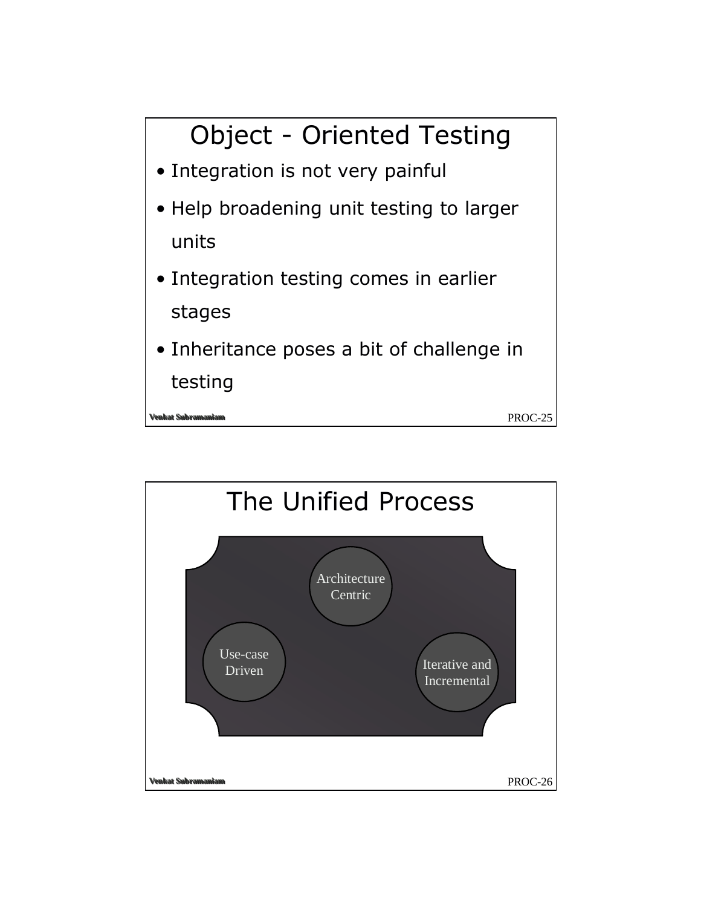# Object - Oriented Testing

- Integration is not very painful
- Help broadening unit testing to larger units
- Integration testing comes in earlier stages
- Inheritance poses a bit of challenge in testing

# The Unified Process

Architecture Centric

Use-case Driven

Iterative and Incremental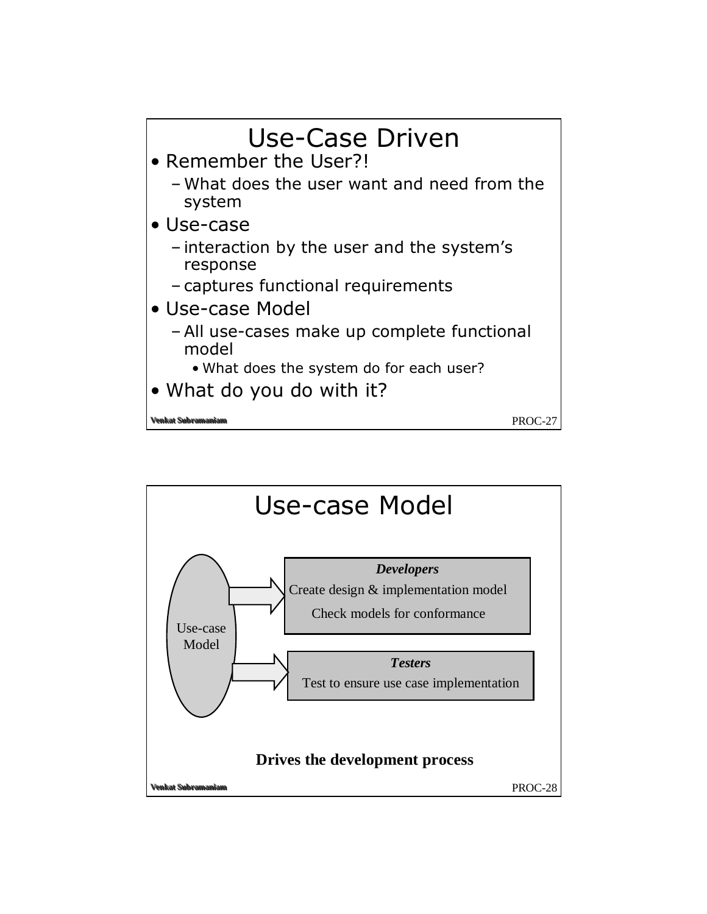# Use-Case Driven

- Remember the User?!
  - What does the user want and need from the system
- Use-case
  - interaction by the user and the system's response
  - captures functional requirements
- Use-case Model
  - All use-cases make up complete functional model
    - What does the system do for each user?
- What do you do with it?

# Use-case Model

Use-case Model

***Developers***

Create design & implementation model

Check models for conformance

***Testers***

Test to ensure use case implementation

**Drives the development process**